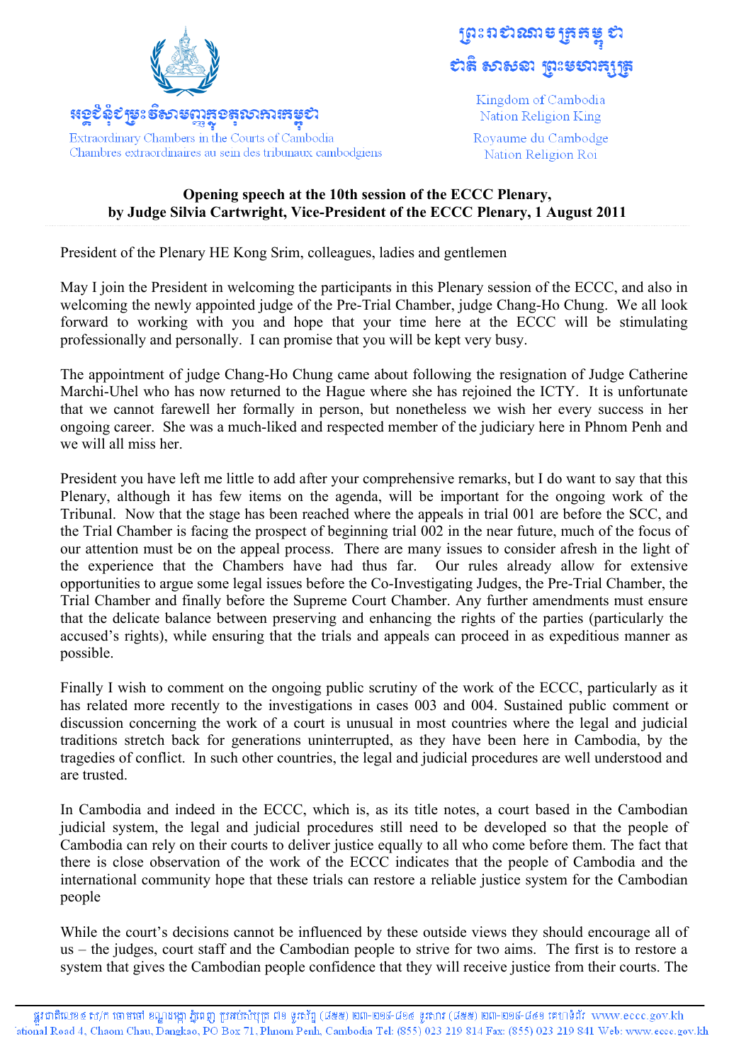**Opening speech at the 10th session of the ECCC Plenary, by Judge Silvia Cartwright, Vice-President of the ECCC Plenary, 1 August 2011**

President of the Plenary HE Kong Srim, colleagues, ladies and gentlemen

May I join the President in welcoming the participants in this Plenary session of the ECCC, and also in welcoming the newly appointed judge of the Pre-Trial Chamber, judge Chang-Ho Chung. We all look forward to working with you and hope that your time here at the ECCC will be stimulating professionally and personally. I can promise that you will be kept very busy.

The appointment of judge Chang-Ho Chung came about following the resignation of Judge Catherine Marchi-Uhel who has now returned to the Hague where she has rejoined the ICTY. It is unfortunate that we cannot farewell her formally in person, but nonetheless we wish her every success in her ongoing career. She was a much-liked and respected member of the judiciary here in Phnom Penh and we will all miss her.

President you have left me little to add after your comprehensive remarks, but I do want to say that this Plenary, although it has few items on the agenda, will be important for the ongoing work of the Tribunal. Now that the stage has been reached where the appeals in trial 001 are before the SCC, and the Trial Chamber is facing the prospect of beginning trial 002 in the near future, much of the focus of our attention must be on the appeal process. There are many issues to consider afresh in the light of the experience that the Chambers have had thus far. Our rules already allow for extensive opportunities to argue some legal issues before the Co-Investigating Judges, the Pre-Trial Chamber, the Trial Chamber and finally before the Supreme Court Chamber. Any further amendments must ensure that the delicate balance between preserving and enhancing the rights of the parties (particularly the accused's rights), while ensuring that the trials and appeals can proceed in as expeditious manner as possible.

Finally I wish to comment on the ongoing public scrutiny of the work of the ECCC, particularly as it has related more recently to the investigations in cases 003 and 004. Sustained public comment or discussion concerning the work of a court is unusual in most countries where the legal and judicial traditions stretch back for generations uninterrupted, as they have been here in Cambodia, by the tragedies of conflict. In such other countries, the legal and judicial procedures are well understood and are trusted.

In Cambodia and indeed in the ECCC, which is, as its title notes, a court based in the Cambodian judicial system, the legal and judicial procedures still need to be developed so that the people of Cambodia can rely on their courts to deliver justice equally to all who come before them. The fact that there is close observation of the work of the ECCC indicates that the people of Cambodia and the international community hope that these trials can restore a reliable justice system for the Cambodian people

While the court's decisions cannot be influenced by these outside views they should encourage all of us – the judges, court staff and the Cambodian people to strive for two aims. The first is to restore a system that gives the Cambodian people confidence that they will receive justice from their courts. The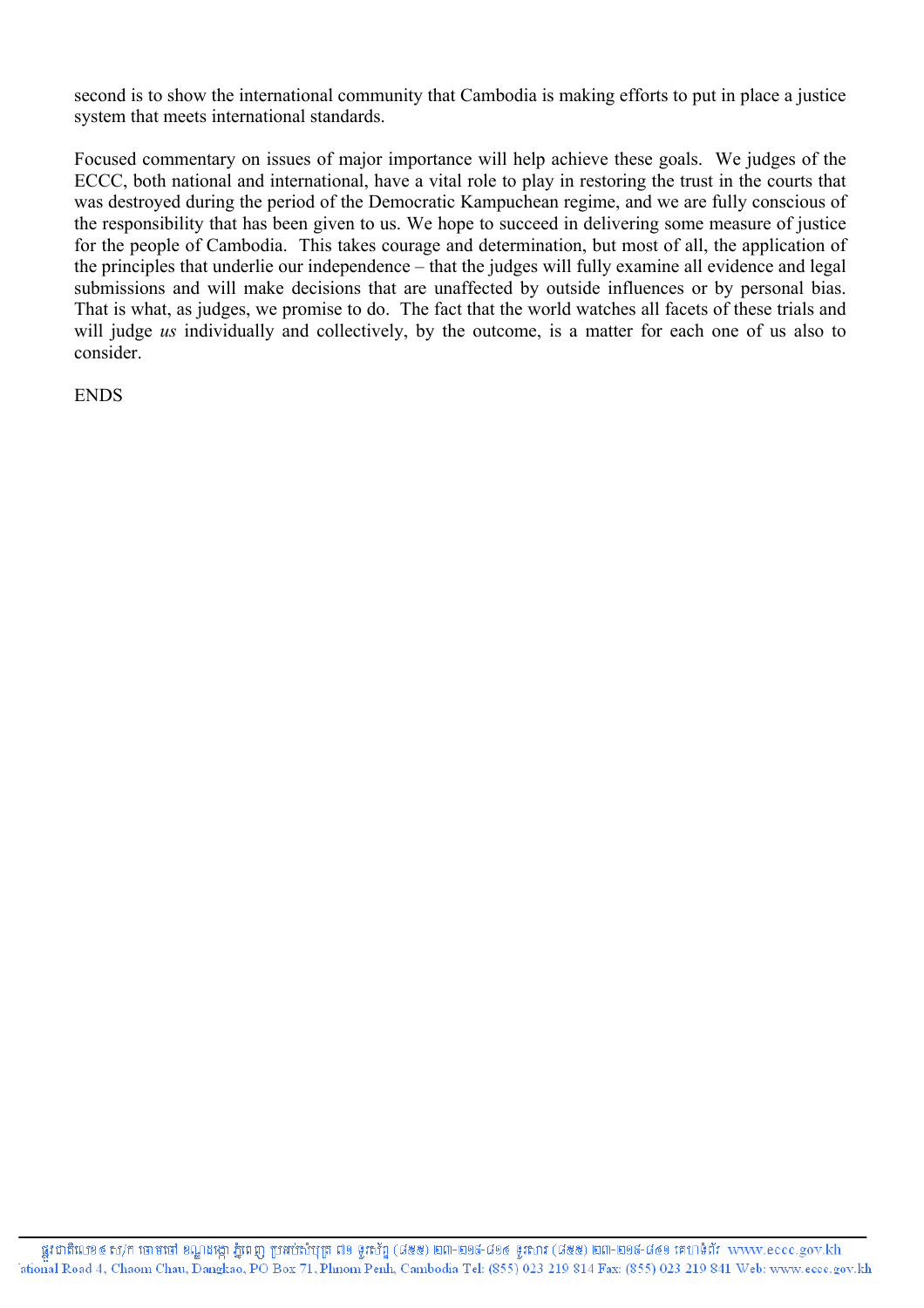second is to show the international community that Cambodia is making efforts to put in place a justice system that meets international standards.

Focused commentary on issues of major importance will help achieve these goals. We judges of the ECCC, both national and international, have a vital role to play in restoring the trust in the courts that was destroyed during the period of the Democratic Kampuchean regime, and we are fully conscious of the responsibility that has been given to us. We hope to succeed in delivering some measure of justice for the people of Cambodia. This takes courage and determination, but most of all, the application of the principles that underlie our independence – that the judges will fully examine all evidence and legal submissions and will make decisions that are unaffected by outside influences or by personal bias. That is what, as judges, we promise to do. The fact that the world watches all facets of these trials and will judge *us* individually and collectively, by the outcome, is a matter for each one of us also to consider.

ENDS